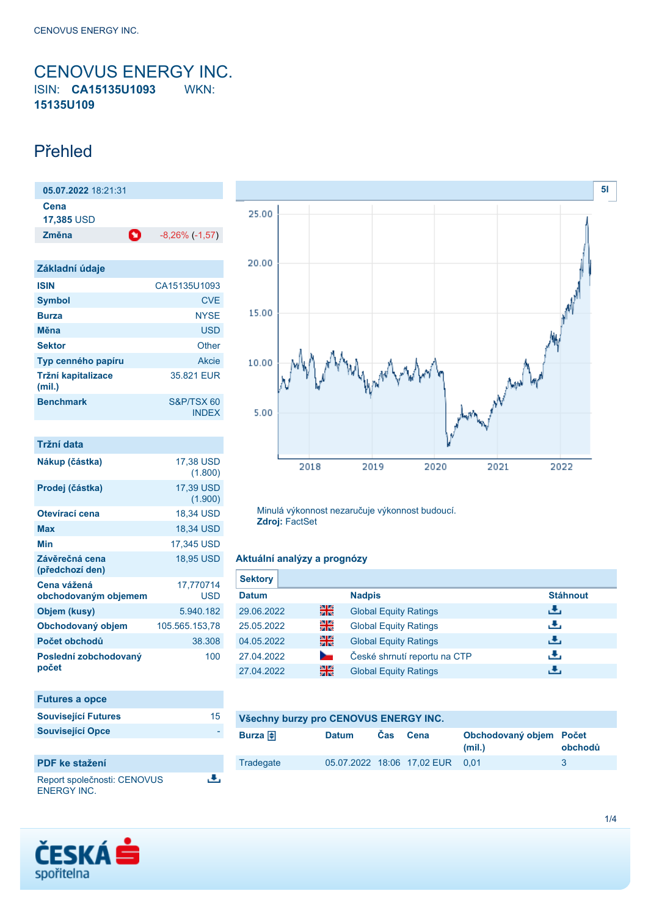# CENOVUS ENERGY INC.

ISIN: **CA15135U1093** WKN: **15135U109**

## Přehled

| **05.07.2022** 18:21:31 | |
|---|---|
| **Cena** 17,385 USD | |
| **Změna** | -8,26% (-1,57) |

### Základní údaje

| | |
|---|---|
| **ISIN** | CA15135U1093 |
| **Symbol** | CVE |
| **Burza** | NYSE |
| **Měna** | USD |
| **Sektor** | Other |
| **Typ cenného papíru** | Akcie |
| **Tržní kapitalizace (mil.)** | 35.821 EUR |
| **Benchmark** | S&P/TSX 60 INDEX |

### Tržní data

| | |
|---|---|
| **Nákup (částka)** | 17,38 USD (1.800) |
| **Prodej (částka)** | 17,39 USD (1.900) |
| **Otevírací cena** | 18,34 USD |
| **Max** | 18,34 USD |
| **Min** | 17,345 USD |
| **Závěrečná cena (předchozí den)** | 18,95 USD |
| **Cena vážená obchodovaným objemem** | 17,770714 USD |
| **Objem (kusy)** | 5.940.182 |
| **Obchodovaný objem** | 105.565.153,78 |
| **Počet obchodů** | 38.308 |
| **Poslední zobchodovaný počet** | 100 |

### Futures a opce

| | |
|---|---|
| **Související Futures** | 15 |
| **Související Opce** | - |

### PDF ke stažení

Report společnosti: CENOVUS ENERGY INC.

Minulá výkonnost nezaručuje výkonnost budoucí.
**Zdroj:** FactSet

### Aktuální analýzy a prognózy

**Sektory**

| Datum | | Nadpis | Stáhnout |
|---|---|---|---|
| 29.06.2022 | EN | Global Equity Ratings | |
| 25.05.2022 | EN | Global Equity Ratings | |
| 04.05.2022 | EN | Global Equity Ratings | |
| 27.04.2022 | CZ | České shrnutí reportu na CTP | |
| 27.04.2022 | EN | Global Equity Ratings | |

### Všechny burzy pro CENOVUS ENERGY INC.

| Burza | Datum | Čas | Cena | Obchodovaný objem (mil.) | Počet obchodů |
|---|---|---|---|---|---|
| Tradegate | 05.07.2022 | 18:06 | 17,02 EUR | 0,01 | 3 |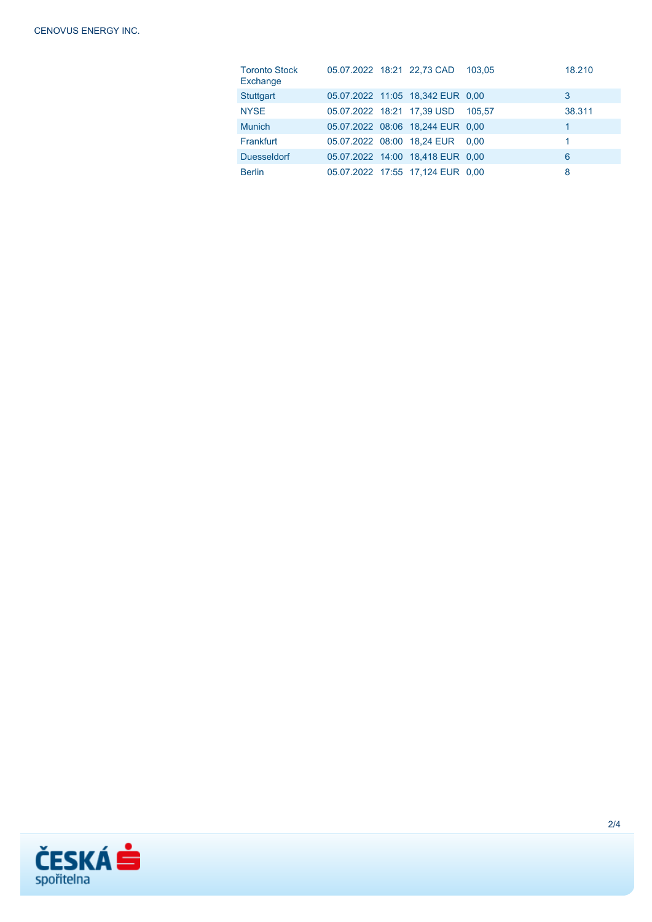| | | | | | |
|---|---|---|---|---|---|
| Toronto Stock Exchange | 05.07.2022 | 18:21 | 22,73 CAD | 103,05 | 18.210 |
| Stuttgart | 05.07.2022 | 11:05 | 18,342 EUR | 0,00 | 3 |
| NYSE | 05.07.2022 | 18:21 | 17,39 USD | 105,57 | 38.311 |
| Munich | 05.07.2022 | 08:06 | 18,244 EUR | 0,00 | 1 |
| Frankfurt | 05.07.2022 | 08:00 | 18,24 EUR | 0,00 | 1 |
| Duesseldorf | 05.07.2022 | 14:00 | 18,418 EUR | 0,00 | 6 |
| Berlin | 05.07.2022 | 17:55 | 17,124 EUR | 0,00 | 8 |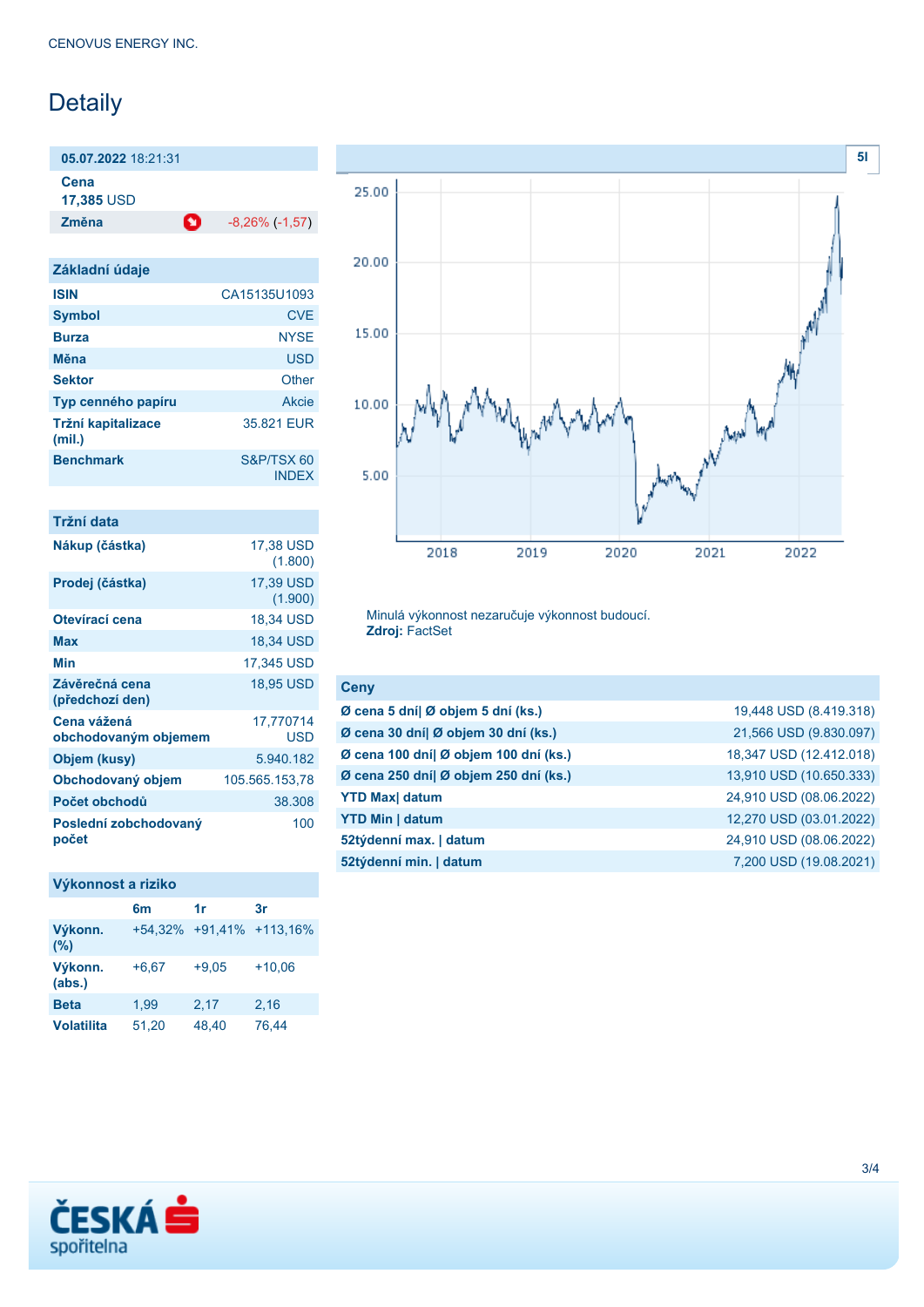# Detaily

| 05.07.2022 18:21:31 | |
|---|---|
| **Cena** 17,385 USD | |
| **Změna** | -8,26% (-1,57) |

| Základní údaje | |
|---|---|
| **ISIN** | CA15135U1093 |
| **Symbol** | CVE |
| **Burza** | NYSE |
| **Měna** | USD |
| **Sektor** | Other |
| **Typ cenného papíru** | Akcie |
| **Tržní kapitalizace (mil.)** | 35.821 EUR |
| **Benchmark** | S&P/TSX 60 INDEX |

| Tržní data | |
|---|---|
| **Nákup (částka)** | 17,38 USD (1.800) |
| **Prodej (částka)** | 17,39 USD (1.900) |
| **Otevírací cena** | 18,34 USD |
| **Max** | 18,34 USD |
| **Min** | 17,345 USD |
| **Závěrečná cena (předchozí den)** | 18,95 USD |
| **Cena vážená obchodovaným objemem** | 17,770714 USD |
| **Objem (kusy)** | 5.940.182 |
| **Obchodovaný objem** | 105.565.153,78 |
| **Počet obchodů** | 38.308 |
| **Poslední zobchodovaný počet** | 100 |

| Výkonnost a riziko | 6m | 1r | 3r |
|---|---|---|---|
| **Výkonn. (%)** | +54,32% | +91,41% | +113,16% |
| **Výkonn. (abs.)** | +6,67 | +9,05 | +10,06 |
| **Beta** | 1,99 | 2,17 | 2,16 |
| **Volatilita** | 51,20 | 48,40 | 76,44 |

Minulá výkonnost nezaručuje výkonnost budoucí.
**Zdroj:** FactSet

| Ceny | |
|---|---|
| **Ø cena 5 dní\| Ø objem 5 dní (ks.)** | 19,448 USD (8.419.318) |
| **Ø cena 30 dní\| Ø objem 30 dní (ks.)** | 21,566 USD (9.830.097) |
| **Ø cena 100 dní\| Ø objem 100 dní (ks.)** | 18,347 USD (12.412.018) |
| **Ø cena 250 dní\| Ø objem 250 dní (ks.)** | 13,910 USD (10.650.333) |
| **YTD Max\| datum** | 24,910 USD (08.06.2022) |
| **YTD Min \| datum** | 12,270 USD (03.01.2022) |
| **52týdenní max. \| datum** | 24,910 USD (08.06.2022) |
| **52týdenní min. \| datum** | 7,200 USD (19.08.2021) |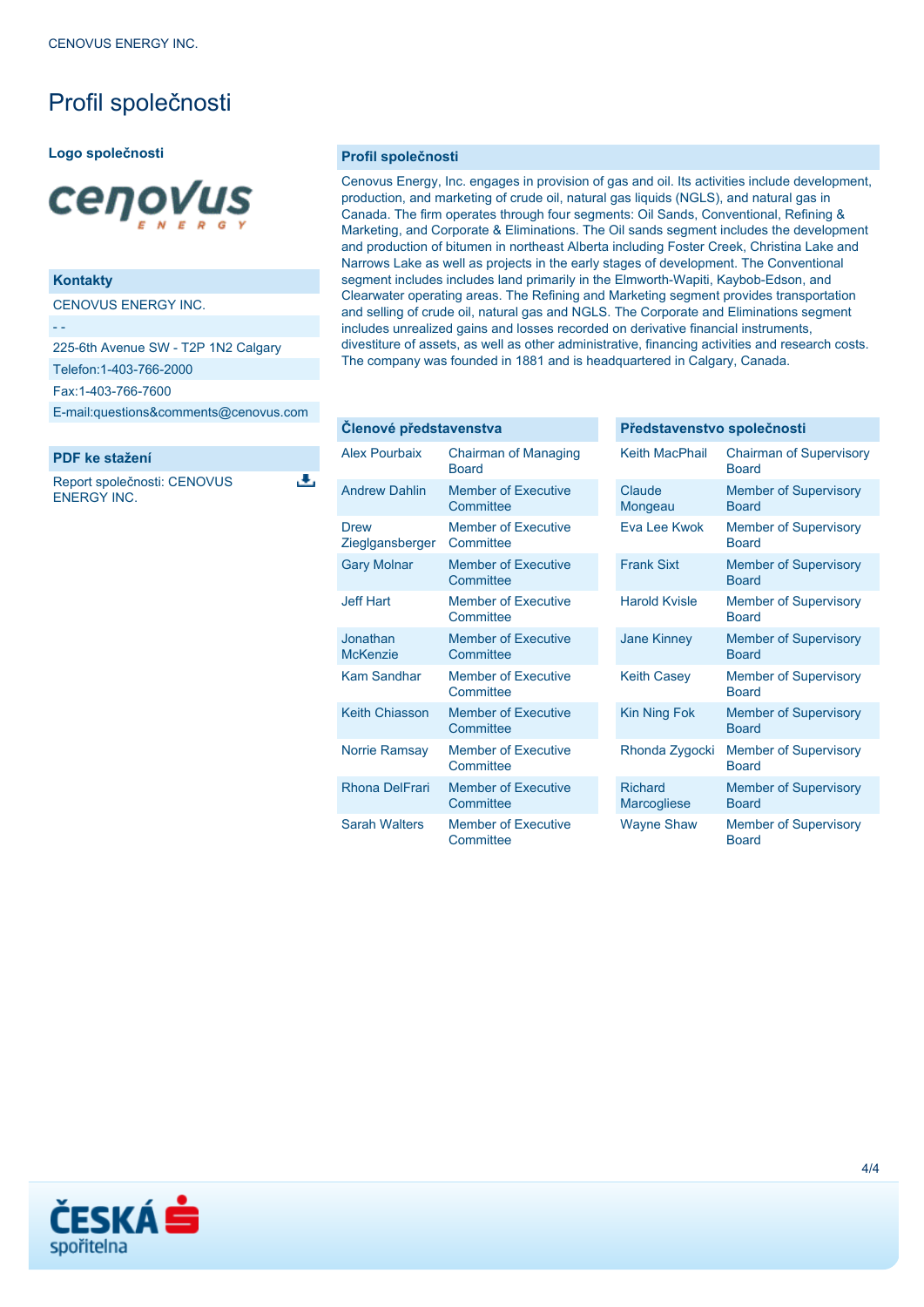# Profil společnosti

### Logo společnosti

### Kontakty

CENOVUS ENERGY INC.

- -

225-6th Avenue SW - T2P 1N2 Calgary

Telefon:1-403-766-2000

Fax:1-403-766-7600

E-mail:questions&comments@cenovus.com

### PDF ke stažení

Report společnosti: CENOVUS ENERGY INC.

### Profil společnosti

Cenovus Energy, Inc. engages in provision of gas and oil. Its activities include development, production, and marketing of crude oil, natural gas liquids (NGLS), and natural gas in Canada. The firm operates through four segments: Oil Sands, Conventional, Refining & Marketing, and Corporate & Eliminations. The Oil sands segment includes the development and production of bitumen in northeast Alberta including Foster Creek, Christina Lake and Narrows Lake as well as projects in the early stages of development. The Conventional segment includes includes land primarily in the Elmworth-Wapiti, Kaybob-Edson, and Clearwater operating areas. The Refining and Marketing segment provides transportation and selling of crude oil, natural gas and NGLS. The Corporate and Eliminations segment includes unrealized gains and losses recorded on derivative financial instruments, divestiture of assets, as well as other administrative, financing activities and research costs. The company was founded in 1881 and is headquartered in Calgary, Canada.

### Členové představenstva

| | |
|---|---|
| Alex Pourbaix | Chairman of Managing Board |
| Andrew Dahlin | Member of Executive Committee |
| Drew Zieglgansberger | Member of Executive Committee |
| Gary Molnar | Member of Executive Committee |
| Jeff Hart | Member of Executive Committee |
| Jonathan McKenzie | Member of Executive Committee |
| Kam Sandhar | Member of Executive Committee |
| Keith Chiasson | Member of Executive Committee |
| Norrie Ramsay | Member of Executive Committee |
| Rhona DelFrari | Member of Executive Committee |
| Sarah Walters | Member of Executive Committee |

### Představenstvo společnosti

| | |
|---|---|
| Keith MacPhail | Chairman of Supervisory Board |
| Claude Mongeau | Member of Supervisory Board |
| Eva Lee Kwok | Member of Supervisory Board |
| Frank Sixt | Member of Supervisory Board |
| Harold Kvisle | Member of Supervisory Board |
| Jane Kinney | Member of Supervisory Board |
| Keith Casey | Member of Supervisory Board |
| Kin Ning Fok | Member of Supervisory Board |
| Rhonda Zygocki | Member of Supervisory Board |
| Richard Marcogliese | Member of Supervisory Board |
| Wayne Shaw | Member of Supervisory Board |